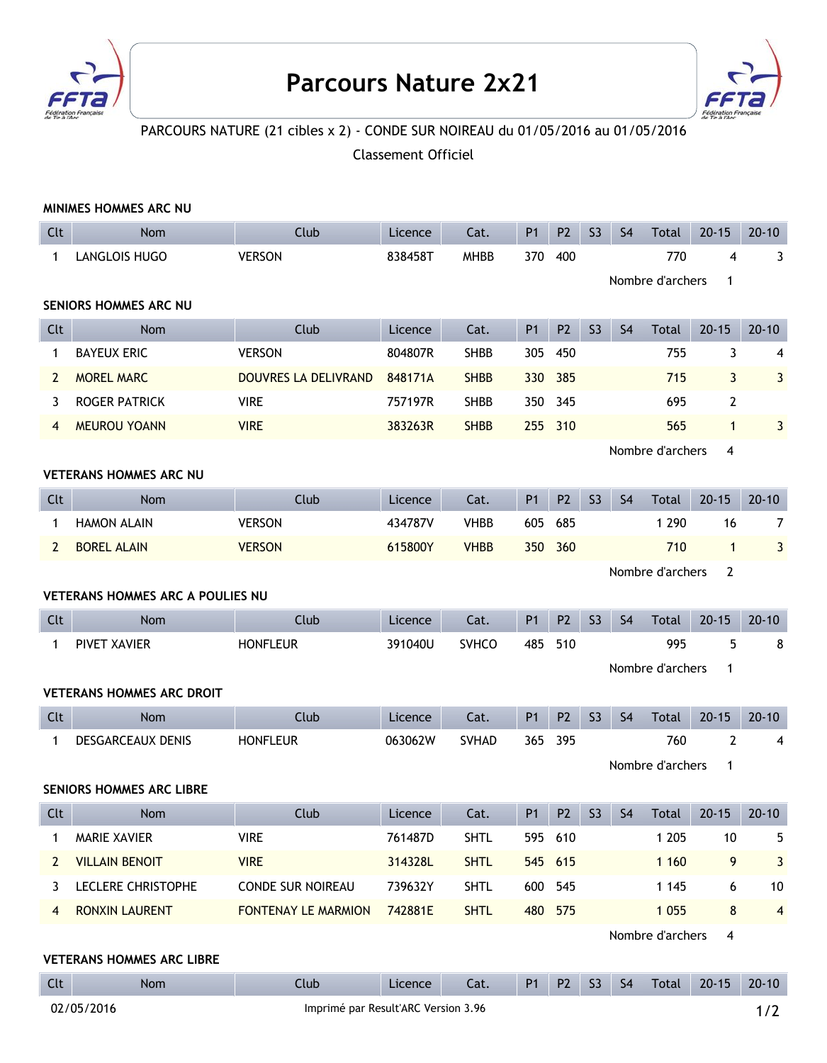# Parcours Nature 2x21

PARCOURS NATURE (21 cibles x 2) - CONDE SUR NOIREAU du 01/05/2016 au 01/05/2016

Classement Officiel

### MINIMES HOMMES ARC NU

| Clt | Nom | Club | Licence | Cat. | P1 | P2 | S3 | S4 | Total | 20-15 | 20-10 |
|---|---|---|---|---|---|---|---|---|---|---|---|
| 1 | LANGLOIS HUGO | VERSON | 838458T | MHBB | 370 | 400 | | | 770 | 4 | 3 |

Nombre d'archers 1

### SENIORS HOMMES ARC NU

| Clt | Nom | Club | Licence | Cat. | P1 | P2 | S3 | S4 | Total | 20-15 | 20-10 |
|---|---|---|---|---|---|---|---|---|---|---|---|
| 1 | BAYEUX ERIC | VERSON | 804807R | SHBB | 305 | 450 | | | 755 | 3 | 4 |
| 2 | MOREL MARC | DOUVRES LA DELIVRAND | 848171A | SHBB | 330 | 385 | | | 715 | 3 | 3 |
| 3 | ROGER PATRICK | VIRE | 757197R | SHBB | 350 | 345 | | | 695 | 2 | |
| 4 | MEUROU YOANN | VIRE | 383263R | SHBB | 255 | 310 | | | 565 | 1 | 3 |

Nombre d'archers 4

### VETERANS HOMMES ARC NU

| Clt | Nom | Club | Licence | Cat. | P1 | P2 | S3 | S4 | Total | 20-15 | 20-10 |
|---|---|---|---|---|---|---|---|---|---|---|---|
| 1 | HAMON ALAIN | VERSON | 434787V | VHBB | 605 | 685 | | | 1 290 | 16 | 7 |
| 2 | BOREL ALAIN | VERSON | 615800Y | VHBB | 350 | 360 | | | 710 | 1 | 3 |

Nombre d'archers 2

### VETERANS HOMMES ARC A POULIES NU

| Clt | Nom | Club | Licence | Cat. | P1 | P2 | S3 | S4 | Total | 20-15 | 20-10 |
|---|---|---|---|---|---|---|---|---|---|---|---|
| 1 | PIVET XAVIER | HONFLEUR | 391040U | SVHCO | 485 | 510 | | | 995 | 5 | 8 |

Nombre d'archers 1

### VETERANS HOMMES ARC DROIT

| Clt | Nom | Club | Licence | Cat. | P1 | P2 | S3 | S4 | Total | 20-15 | 20-10 |
|---|---|---|---|---|---|---|---|---|---|---|---|
| 1 | DESGARCEAUX DENIS | HONFLEUR | 063062W | SVHAD | 365 | 395 | | | 760 | 2 | 4 |

Nombre d'archers 1

### SENIORS HOMMES ARC LIBRE

| Clt | Nom | Club | Licence | Cat. | P1 | P2 | S3 | S4 | Total | 20-15 | 20-10 |
|---|---|---|---|---|---|---|---|---|---|---|---|
| 1 | MARIE XAVIER | VIRE | 761487D | SHTL | 595 | 610 | | | 1 205 | 10 | 5 |
| 2 | VILLAIN BENOIT | VIRE | 314328L | SHTL | 545 | 615 | | | 1 160 | 9 | 3 |
| 3 | LECLERE CHRISTOPHE | CONDE SUR NOIREAU | 739632Y | SHTL | 600 | 545 | | | 1 145 | 6 | 10 |
| 4 | RONXIN LAURENT | FONTENAY LE MARMION | 742881E | SHTL | 480 | 575 | | | 1 055 | 8 | 4 |

Nombre d'archers 4

### VETERANS HOMMES ARC LIBRE

| Clt | Nom | Club | Licence | Cat. | P1 | P2 | S3 | S4 | Total | 20-15 | 20-10 |
|---|---|---|---|---|---|---|---|---|---|---|---|

02/05/2016 Imprimé par Result'ARC Version 3.96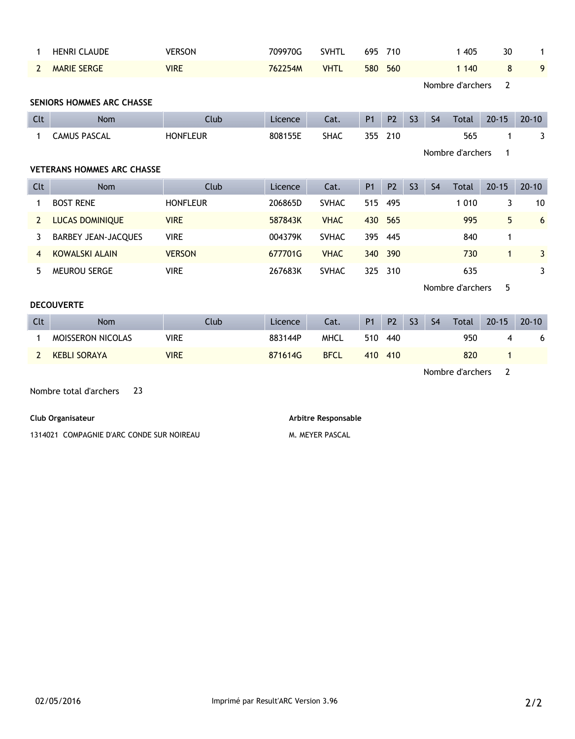| Clt | Nom | Club | Licence | Cat. | P1 | P2 | S3 | S4 | Total | 20-15 | 20-10 |
|---|---|---|---|---|---|---|---|---|---|---|---|
| 1 | HENRI CLAUDE | VERSON | 709970G | SVHTL | 695 | 710 | | | 1 405 | 30 | 1 |
| 2 | MARIE SERGE | VIRE | 762254M | VHTL | 580 | 560 | | | 1 140 | 8 | 9 |

Nombre d'archers 2

### SENIORS HOMMES ARC CHASSE

| Clt | Nom | Club | Licence | Cat. | P1 | P2 | S3 | S4 | Total | 20-15 | 20-10 |
|---|---|---|---|---|---|---|---|---|---|---|---|
| 1 | CAMUS PASCAL | HONFLEUR | 808155E | SHAC | 355 | 210 | | | 565 | 1 | 3 |

Nombre d'archers 1

### VETERANS HOMMES ARC CHASSE

| Clt | Nom | Club | Licence | Cat. | P1 | P2 | S3 | S4 | Total | 20-15 | 20-10 |
|---|---|---|---|---|---|---|---|---|---|---|---|
| 1 | BOST RENE | HONFLEUR | 206865D | SVHAC | 515 | 495 | | | 1 010 | 3 | 10 |
| 2 | LUCAS DOMINIQUE | VIRE | 587843K | VHAC | 430 | 565 | | | 995 | 5 | 6 |
| 3 | BARBEY JEAN-JACQUES | VIRE | 004379K | SVHAC | 395 | 445 | | | 840 | 1 | |
| 4 | KOWALSKI ALAIN | VERSON | 677701G | VHAC | 340 | 390 | | | 730 | 1 | 3 |
| 5 | MEUROU SERGE | VIRE | 267683K | SVHAC | 325 | 310 | | | 635 | | 3 |

Nombre d'archers 5

### DECOUVERTE

| Clt | Nom | Club | Licence | Cat. | P1 | P2 | S3 | S4 | Total | 20-15 | 20-10 |
|---|---|---|---|---|---|---|---|---|---|---|---|
| 1 | MOISSERON NICOLAS | VIRE | 883144P | MHCL | 510 | 440 | | | 950 | 4 | 6 |
| 2 | KEBLI SORAYA | VIRE | 871614G | BFCL | 410 | 410 | | | 820 | 1 | |

Nombre d'archers 2

Nombre total d'archers 23

**Club Organisateur**

1314021 COMPAGNIE D'ARC CONDE SUR NOIREAU

**Arbitre Responsable**

M. MEYER PASCAL

02/05/2016 Imprimé par Result'ARC Version 3.96